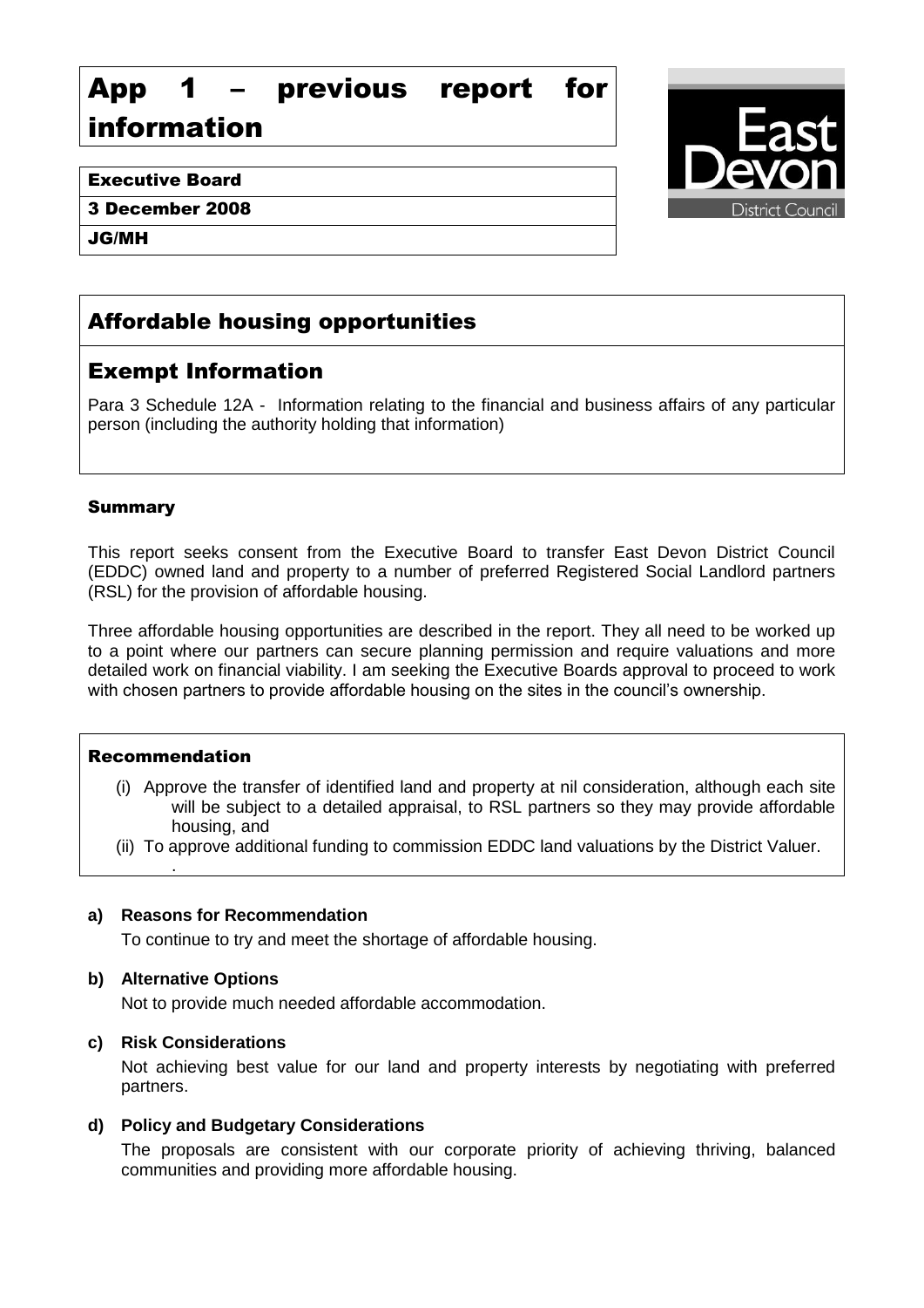# App 1 – previous report for information

**Executive Board**

**3 December 2008**

**JG/MH**

## Affordable housing opportunities

## Exempt Information

Para 3 Schedule 12A - Information relating to the financial and business affairs of any particular person (including the authority holding that information)

### Summary

This report seeks consent from the Executive Board to transfer East Devon District Council (EDDC) owned land and property to a number of preferred Registered Social Landlord partners (RSL) for the provision of affordable housing.

Three affordable housing opportunities are described in the report. They all need to be worked up to a point where our partners can secure planning permission and require valuations and more detailed work on financial viability. I am seeking the Executive Boards approval to proceed to work with chosen partners to provide affordable housing on the sites in the council's ownership.

### Recommendation

(i) Approve the transfer of identified land and property at nil consideration, although each site will be subject to a detailed appraisal, to RSL partners so they may provide affordable housing, and

(ii) To approve additional funding to commission EDDC land valuations by the District Valuer.

**a) Reasons for Recommendation**

To continue to try and meet the shortage of affordable housing.

**b) Alternative Options**

Not to provide much needed affordable accommodation.

**c) Risk Considerations**

Not achieving best value for our land and property interests by negotiating with preferred partners.

**d) Policy and Budgetary Considerations**

The proposals are consistent with our corporate priority of achieving thriving, balanced communities and providing more affordable housing.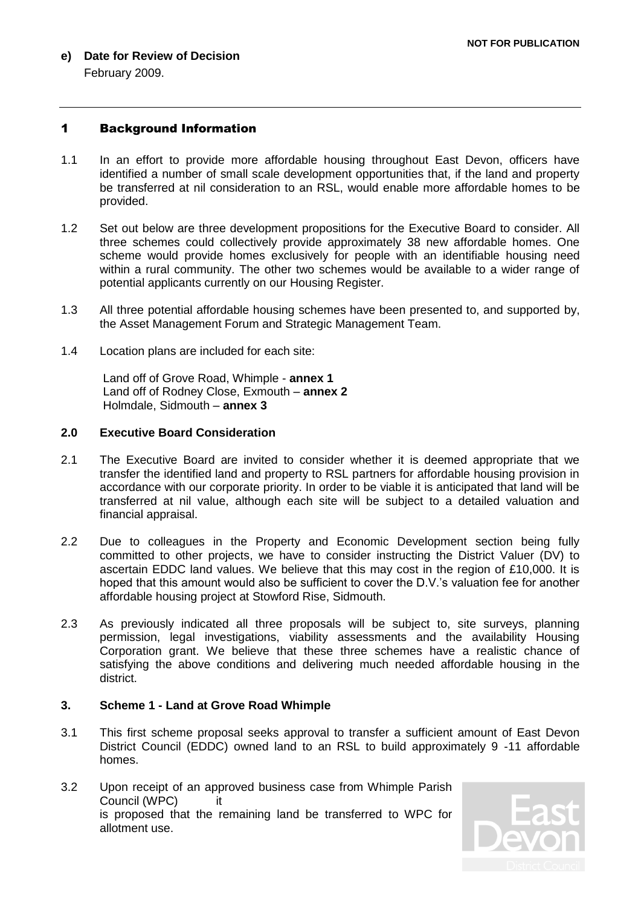**e) Date for Review of Decision**

February 2009.

---

## 1 Background Information

1.1 In an effort to provide more affordable housing throughout East Devon, officers have identified a number of small scale development opportunities that, if the land and property be transferred at nil consideration to an RSL, would enable more affordable homes to be provided.

1.2 Set out below are three development propositions for the Executive Board to consider. All three schemes could collectively provide approximately 38 new affordable homes. One scheme would provide homes exclusively for people with an identifiable housing need within a rural community. The other two schemes would be available to a wider range of potential applicants currently on our Housing Register.

1.3 All three potential affordable housing schemes have been presented to, and supported by, the Asset Management Forum and Strategic Management Team.

1.4 Location plans are included for each site:

Land off of Grove Road, Whimple - **annex 1**
Land off of Rodney Close, Exmouth – **annex 2**
Holmdale, Sidmouth – **annex 3**

## 2.0 Executive Board Consideration

2.1 The Executive Board are invited to consider whether it is deemed appropriate that we transfer the identified land and property to RSL partners for affordable housing provision in accordance with our corporate priority. In order to be viable it is anticipated that land will be transferred at nil value, although each site will be subject to a detailed valuation and financial appraisal.

2.2 Due to colleagues in the Property and Economic Development section being fully committed to other projects, we have to consider instructing the District Valuer (DV) to ascertain EDDC land values. We believe that this may cost in the region of £10,000. It is hoped that this amount would also be sufficient to cover the D.V.'s valuation fee for another affordable housing project at Stowford Rise, Sidmouth.

2.3 As previously indicated all three proposals will be subject to, site surveys, planning permission, legal investigations, viability assessments and the availability Housing Corporation grant. We believe that these three schemes have a realistic chance of satisfying the above conditions and delivering much needed affordable housing in the district.

## 3. Scheme 1 - Land at Grove Road Whimple

3.1 This first scheme proposal seeks approval to transfer a sufficient amount of East Devon District Council (EDDC) owned land to an RSL to build approximately 9 -11 affordable homes.

3.2 Upon receipt of an approved business case from Whimple Parish Council (WPC) it is proposed that the remaining land be transferred to WPC for allotment use.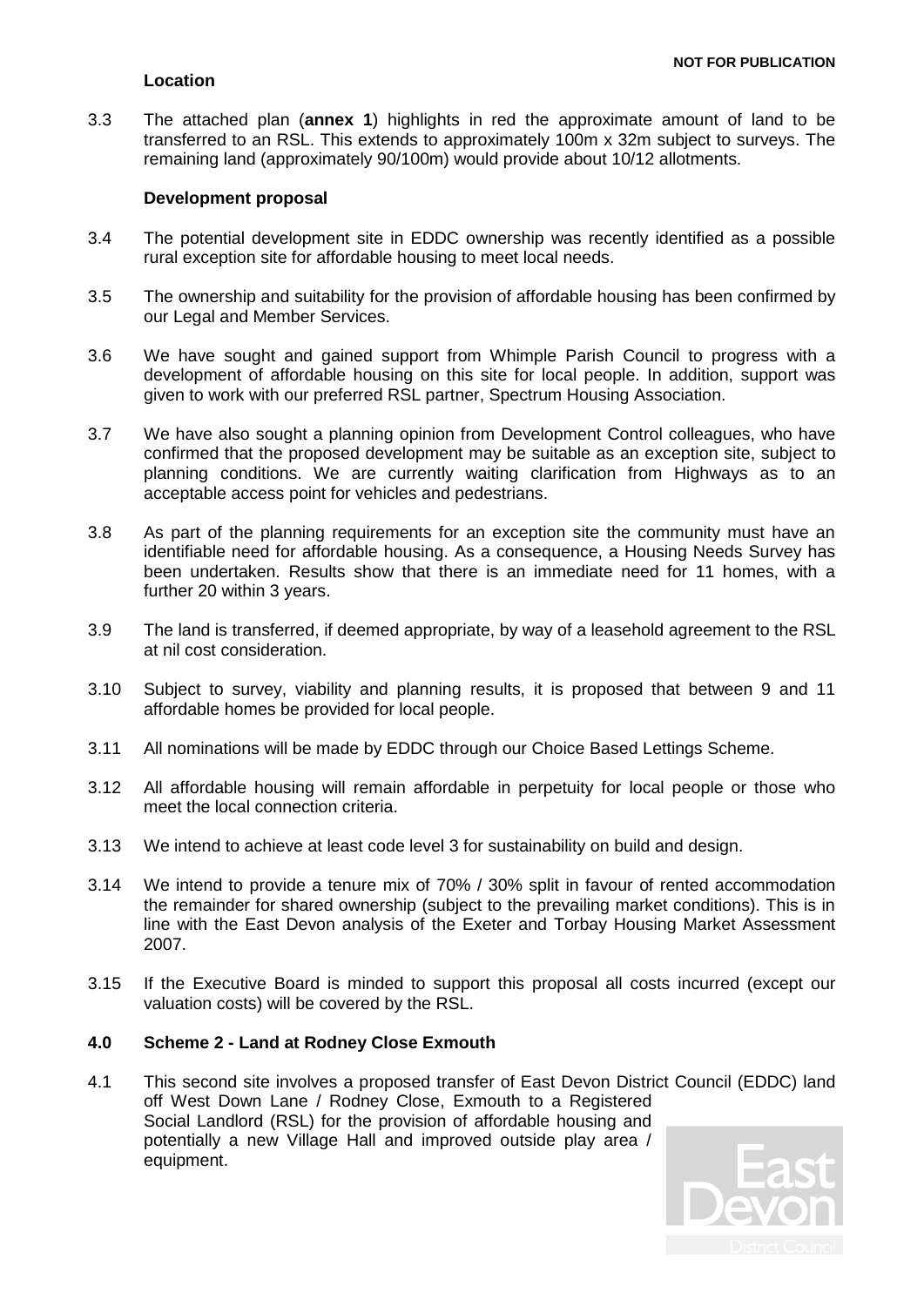**NOT FOR PUBLICATION**

**Location**

3.3 The attached plan (**annex 1**) highlights in red the approximate amount of land to be transferred to an RSL. This extends to approximately 100m x 32m subject to surveys. The remaining land (approximately 90/100m) would provide about 10/12 allotments.

**Development proposal**

3.4 The potential development site in EDDC ownership was recently identified as a possible rural exception site for affordable housing to meet local needs.

3.5 The ownership and suitability for the provision of affordable housing has been confirmed by our Legal and Member Services.

3.6 We have sought and gained support from Whimple Parish Council to progress with a development of affordable housing on this site for local people. In addition, support was given to work with our preferred RSL partner, Spectrum Housing Association.

3.7 We have also sought a planning opinion from Development Control colleagues, who have confirmed that the proposed development may be suitable as an exception site, subject to planning conditions. We are currently waiting clarification from Highways as to an acceptable access point for vehicles and pedestrians.

3.8 As part of the planning requirements for an exception site the community must have an identifiable need for affordable housing. As a consequence, a Housing Needs Survey has been undertaken. Results show that there is an immediate need for 11 homes, with a further 20 within 3 years.

3.9 The land is transferred, if deemed appropriate, by way of a leasehold agreement to the RSL at nil cost consideration.

3.10 Subject to survey, viability and planning results, it is proposed that between 9 and 11 affordable homes be provided for local people.

3.11 All nominations will be made by EDDC through our Choice Based Lettings Scheme.

3.12 All affordable housing will remain affordable in perpetuity for local people or those who meet the local connection criteria.

3.13 We intend to achieve at least code level 3 for sustainability on build and design.

3.14 We intend to provide a tenure mix of 70% / 30% split in favour of rented accommodation the remainder for shared ownership (subject to the prevailing market conditions). This is in line with the East Devon analysis of the Exeter and Torbay Housing Market Assessment 2007.

3.15 If the Executive Board is minded to support this proposal all costs incurred (except our valuation costs) will be covered by the RSL.

## 4.0 Scheme 2 - Land at Rodney Close Exmouth

4.1 This second site involves a proposed transfer of East Devon District Council (EDDC) land off West Down Lane / Rodney Close, Exmouth to a Registered Social Landlord (RSL) for the provision of affordable housing and potentially a new Village Hall and improved outside play area / equipment.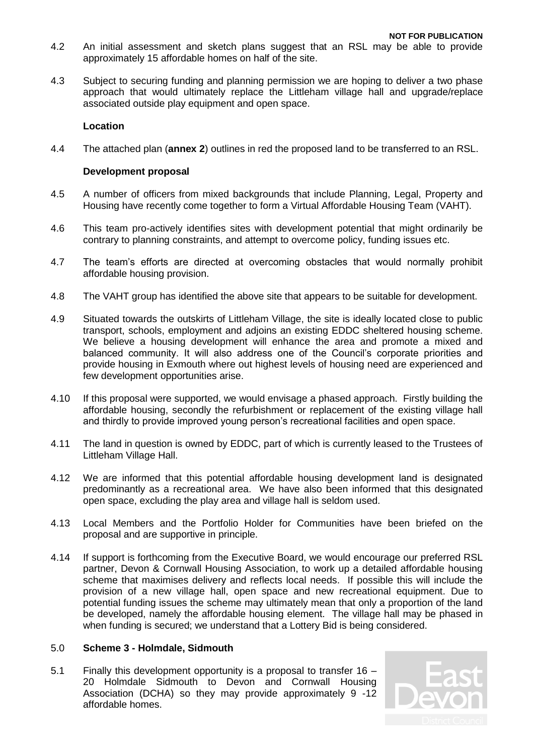**NOT FOR PUBLICATION**

4.2 An initial assessment and sketch plans suggest that an RSL may be able to provide approximately 15 affordable homes on half of the site.

4.3 Subject to securing funding and planning permission we are hoping to deliver a two phase approach that would ultimately replace the Littleham village hall and upgrade/replace associated outside play equipment and open space.

**Location**

4.4 The attached plan (**annex 2**) outlines in red the proposed land to be transferred to an RSL.

**Development proposal**

4.5 A number of officers from mixed backgrounds that include Planning, Legal, Property and Housing have recently come together to form a Virtual Affordable Housing Team (VAHT).

4.6 This team pro-actively identifies sites with development potential that might ordinarily be contrary to planning constraints, and attempt to overcome policy, funding issues etc.

4.7 The team's efforts are directed at overcoming obstacles that would normally prohibit affordable housing provision.

4.8 The VAHT group has identified the above site that appears to be suitable for development.

4.9 Situated towards the outskirts of Littleham Village, the site is ideally located close to public transport, schools, employment and adjoins an existing EDDC sheltered housing scheme. We believe a housing development will enhance the area and promote a mixed and balanced community. It will also address one of the Council's corporate priorities and provide housing in Exmouth where out highest levels of housing need are experienced and few development opportunities arise.

4.10 If this proposal were supported, we would envisage a phased approach. Firstly building the affordable housing, secondly the refurbishment or replacement of the existing village hall and thirdly to provide improved young person's recreational facilities and open space.

4.11 The land in question is owned by EDDC, part of which is currently leased to the Trustees of Littleham Village Hall.

4.12 We are informed that this potential affordable housing development land is designated predominantly as a recreational area. We have also been informed that this designated open space, excluding the play area and village hall is seldom used.

4.13 Local Members and the Portfolio Holder for Communities have been briefed on the proposal and are supportive in principle.

4.14 If support is forthcoming from the Executive Board, we would encourage our preferred RSL partner, Devon & Cornwall Housing Association, to work up a detailed affordable housing scheme that maximises delivery and reflects local needs. If possible this will include the provision of a new village hall, open space and new recreational equipment. Due to potential funding issues the scheme may ultimately mean that only a proportion of the land be developed, namely the affordable housing element. The village hall may be phased in when funding is secured; we understand that a Lottery Bid is being considered.

5.0 **Scheme 3 - Holmdale, Sidmouth**

5.1 Finally this development opportunity is a proposal to transfer 16 – 20 Holmdale Sidmouth to Devon and Cornwall Housing Association (DCHA) so they may provide approximately 9 -12 affordable homes.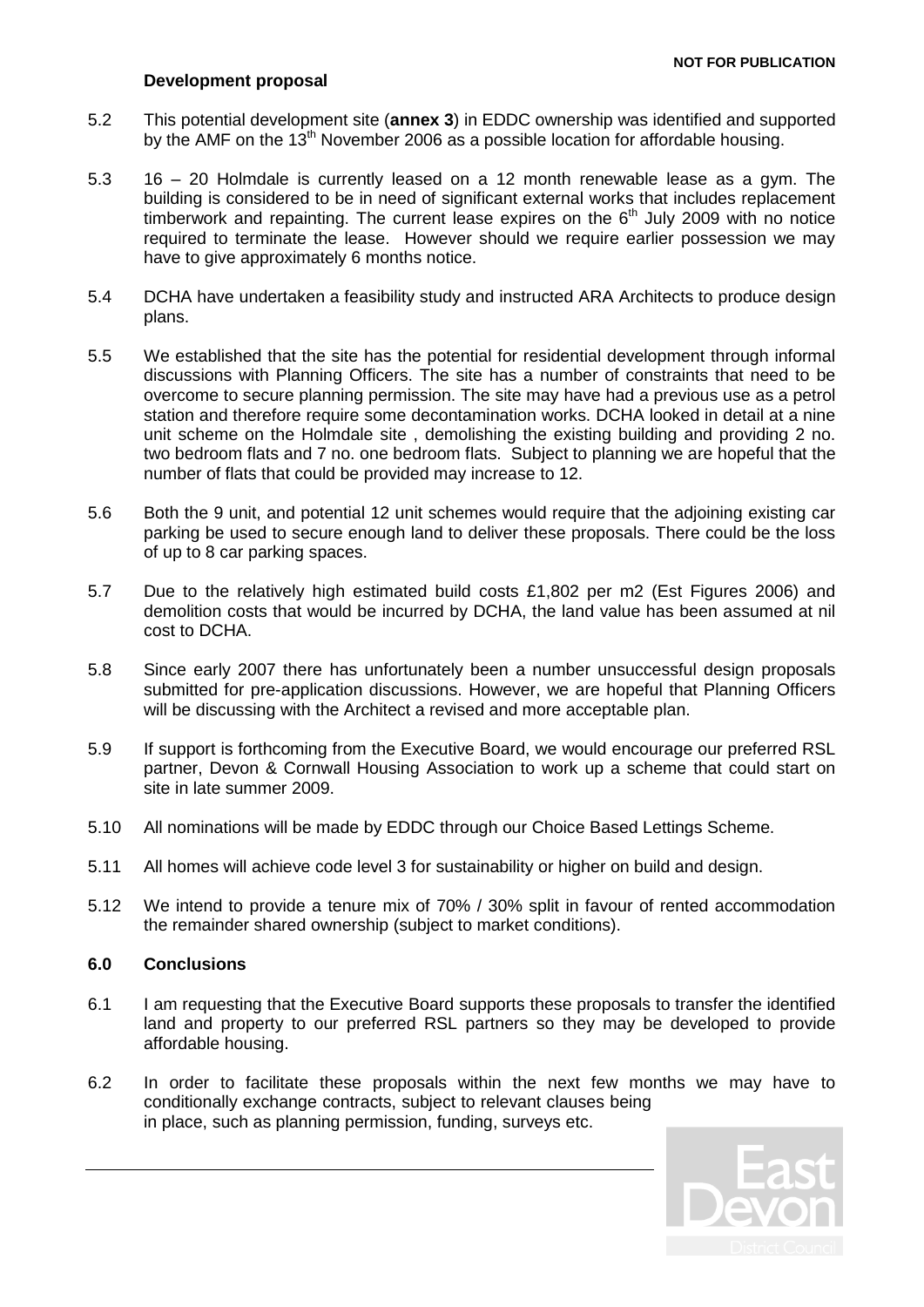**NOT FOR PUBLICATION**

**Development proposal**

5.2 This potential development site (**annex 3**) in EDDC ownership was identified and supported by the AMF on the 13th November 2006 as a possible location for affordable housing.

5.3 16 – 20 Holmdale is currently leased on a 12 month renewable lease as a gym. The building is considered to be in need of significant external works that includes replacement timberwork and repainting. The current lease expires on the 6th July 2009 with no notice required to terminate the lease. However should we require earlier possession we may have to give approximately 6 months notice.

5.4 DCHA have undertaken a feasibility study and instructed ARA Architects to produce design plans.

5.5 We established that the site has the potential for residential development through informal discussions with Planning Officers. The site has a number of constraints that need to be overcome to secure planning permission. The site may have had a previous use as a petrol station and therefore require some decontamination works. DCHA looked in detail at a nine unit scheme on the Holmdale site , demolishing the existing building and providing 2 no. two bedroom flats and 7 no. one bedroom flats. Subject to planning we are hopeful that the number of flats that could be provided may increase to 12.

5.6 Both the 9 unit, and potential 12 unit schemes would require that the adjoining existing car parking be used to secure enough land to deliver these proposals. There could be the loss of up to 8 car parking spaces.

5.7 Due to the relatively high estimated build costs £1,802 per m2 (Est Figures 2006) and demolition costs that would be incurred by DCHA, the land value has been assumed at nil cost to DCHA.

5.8 Since early 2007 there has unfortunately been a number unsuccessful design proposals submitted for pre-application discussions. However, we are hopeful that Planning Officers will be discussing with the Architect a revised and more acceptable plan.

5.9 If support is forthcoming from the Executive Board, we would encourage our preferred RSL partner, Devon & Cornwall Housing Association to work up a scheme that could start on site in late summer 2009.

5.10 All nominations will be made by EDDC through our Choice Based Lettings Scheme.

5.11 All homes will achieve code level 3 for sustainability or higher on build and design.

5.12 We intend to provide a tenure mix of 70% / 30% split in favour of rented accommodation the remainder shared ownership (subject to market conditions).

## 6.0 Conclusions

6.1 I am requesting that the Executive Board supports these proposals to transfer the identified land and property to our preferred RSL partners so they may be developed to provide affordable housing.

6.2 In order to facilitate these proposals within the next few months we may have to conditionally exchange contracts, subject to relevant clauses being in place, such as planning permission, funding, surveys etc.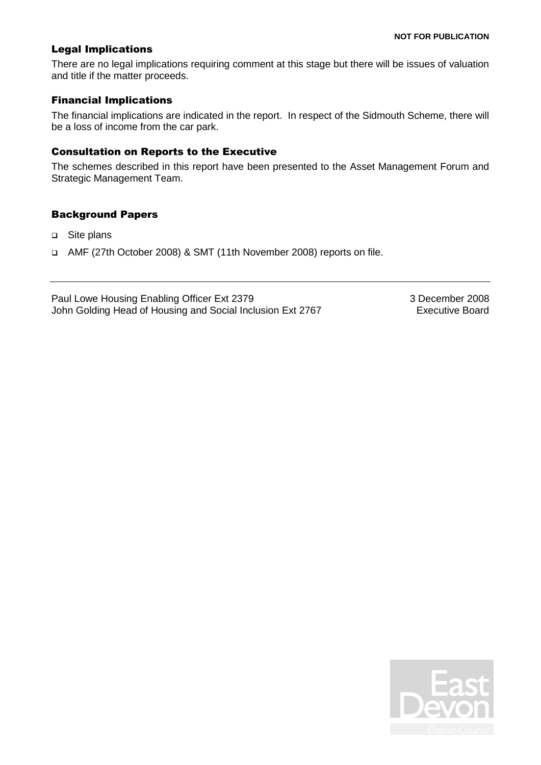**NOT FOR PUBLICATION**

### Legal Implications

There are no legal implications requiring comment at this stage but there will be issues of valuation and title if the matter proceeds.

### Financial Implications

The financial implications are indicated in the report. In respect of the Sidmouth Scheme, there will be a loss of income from the car park.

### Consultation on Reports to the Executive

The schemes described in this report have been presented to the Asset Management Forum and Strategic Management Team.

### Background Papers

- Site plans
- AMF (27th October 2008) & SMT (11th November 2008) reports on file.

---

Paul Lowe Housing Enabling Officer Ext 2379
John Golding Head of Housing and Social Inclusion Ext 2767

3 December 2008
Executive Board

East Devon District Council